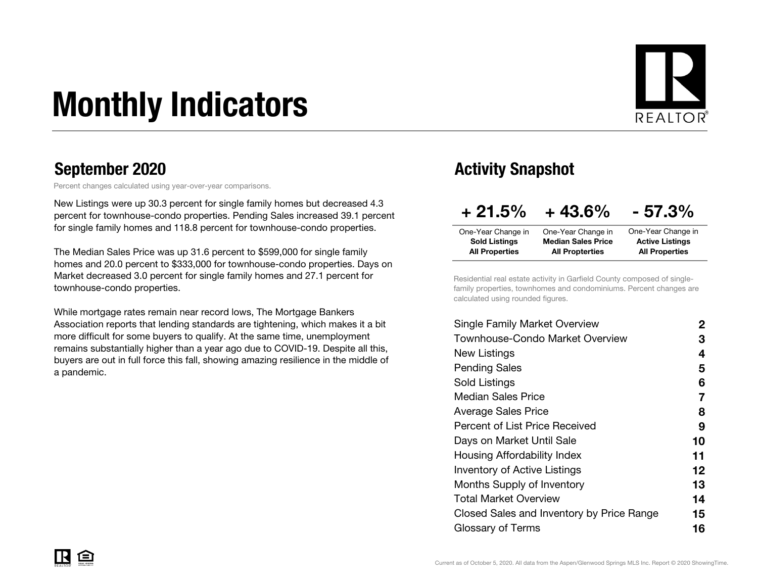# Monthly Indicators

## September 2020

Percent changes calculated using year-over-year comparisons.

New Listings were up 30.3 percent for single family homes but decreased 4.3 percent for townhouse-condo properties. Pending Sales increased 39.1 percent for single family homes and 118.8 percent for townhouse-condo properties.

The Median Sales Price was up 31.6 percent to $599,000 for single family homes and 20.0 percent to $333,000 for townhouse-condo properties. Days on Market decreased 3.0 percent for single family homes and 27.1 percent for townhouse-condo properties.

While mortgage rates remain near record lows, The Mortgage Bankers Association reports that lending standards are tightening, which makes it a bit more difficult for some buyers to qualify. At the same time, unemployment remains substantially higher than a year ago due to COVID-19. Despite all this, buyers are out in full force this fall, showing amazing resilience in the middle of a pandemic.

## Activity Snapshot

| + 21.5% | + 43.6% | - 57.3% |
|---|---|---|
| One-Year Change in **Sold Listings All Properties** | One-Year Change in **Median Sales Price All Properties** | One-Year Change in **Active Listings All Properties** |

Residential real estate activity in Garfield County composed of single-family properties, townhomes and condominiums. Percent changes are calculated using rounded figures.

| | |
|---|---|
| Single Family Market Overview | 2 |
| Townhouse-Condo Market Overview | 3 |
| New Listings | 4 |
| Pending Sales | 5 |
| Sold Listings | 6 |
| Median Sales Price | 7 |
| Average Sales Price | 8 |
| Percent of List Price Received | 9 |
| Days on Market Until Sale | 10 |
| Housing Affordability Index | 11 |
| Inventory of Active Listings | 12 |
| Months Supply of Inventory | 13 |
| Total Market Overview | 14 |
| Closed Sales and Inventory by Price Range | 15 |
| Glossary of Terms | 16 |

Current as of October 5, 2020. All data from the Aspen/Glenwood Springs MLS Inc. Report © 2020 ShowingTime.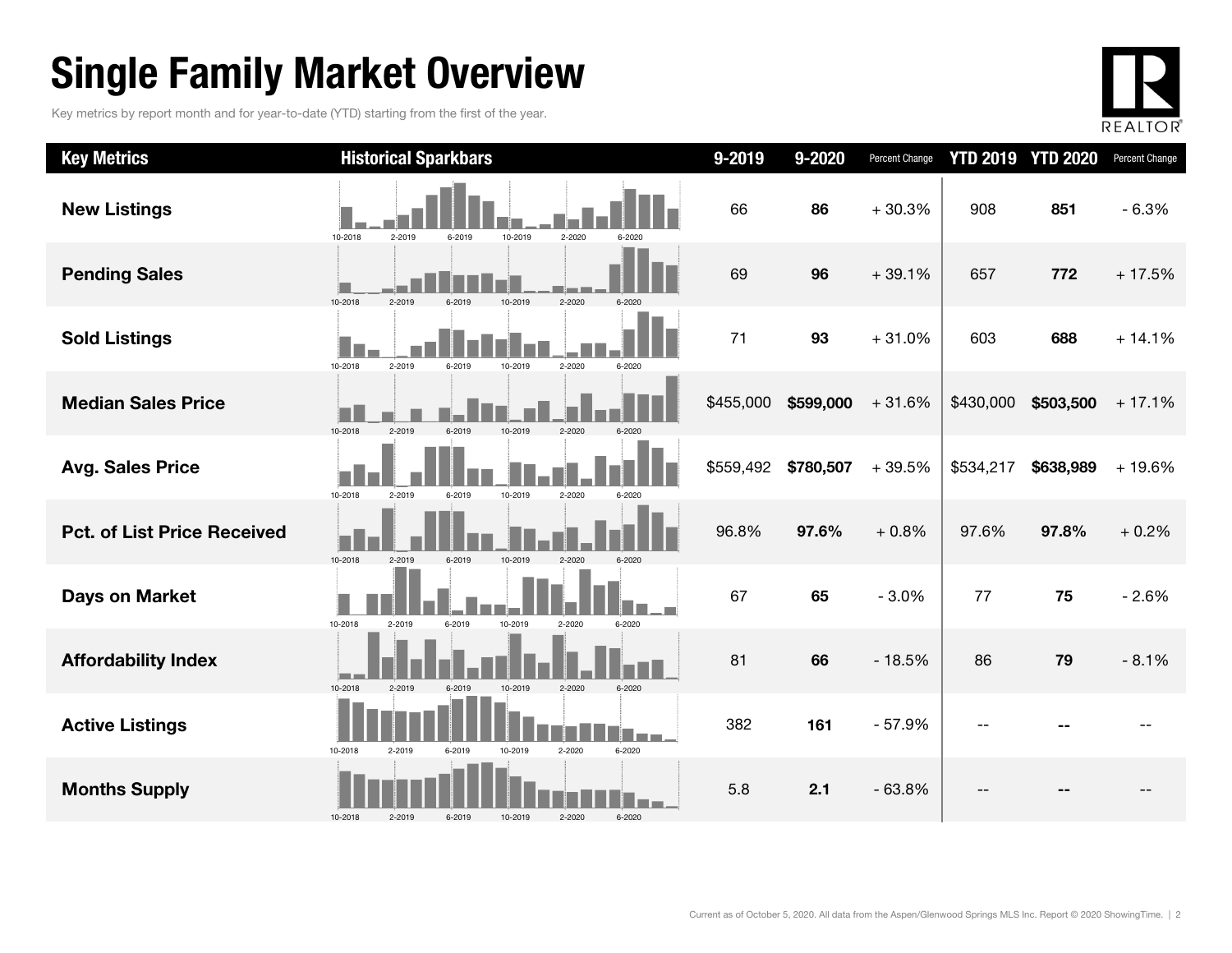# Single Family Market Overview

Key metrics by report month and for year-to-date (YTD) starting from the first of the year.

| Key Metrics | Historical Sparkbars | 9-2019 | 9-2020 | Percent Change | YTD 2019 | YTD 2020 | Percent Change |
|---|---|---|---|---|---|---|---|
| New Listings | 10-2018 2-2019 6-2019 10-2019 2-2020 6-2020 | 66 | **86** | + 30.3% | 908 | **851** | - 6.3% |
| Pending Sales | 10-2018 2-2019 6-2019 10-2019 2-2020 6-2020 | 69 | **96** | + 39.1% | 657 | **772** | + 17.5% |
| Sold Listings | 10-2018 2-2019 6-2019 10-2019 2-2020 6-2020 | 71 | **93** | + 31.0% | 603 | **688** | + 14.1% |
| Median Sales Price | 10-2018 2-2019 6-2019 10-2019 2-2020 6-2020 | $455,000 | **$599,000** | + 31.6% | $430,000 | **$503,500** | + 17.1% |
| Avg. Sales Price | 10-2018 2-2019 6-2019 10-2019 2-2020 6-2020 | $559,492 | **$780,507** | + 39.5% | $534,217 | **$638,989** | + 19.6% |
| Pct. of List Price Received | 10-2018 2-2019 6-2019 10-2019 2-2020 6-2020 | 96.8% | **97.6%** | + 0.8% | 97.6% | **97.8%** | + 0.2% |
| Days on Market | 10-2018 2-2019 6-2019 10-2019 2-2020 6-2020 | 67 | **65** | - 3.0% | 77 | **75** | - 2.6% |
| Affordability Index | 10-2018 2-2019 6-2019 10-2019 2-2020 6-2020 | 81 | **66** | - 18.5% | 86 | **79** | - 8.1% |
| Active Listings | 10-2018 2-2019 6-2019 10-2019 2-2020 6-2020 | 382 | **161** | - 57.9% | -- | **--** | -- |
| Months Supply | 10-2018 2-2019 6-2019 10-2019 2-2020 6-2020 | 5.8 | **2.1** | - 63.8% | -- | **--** | -- |

Current as of October 5, 2020. All data from the Aspen/Glenwood Springs MLS Inc. Report © 2020 ShowingTime.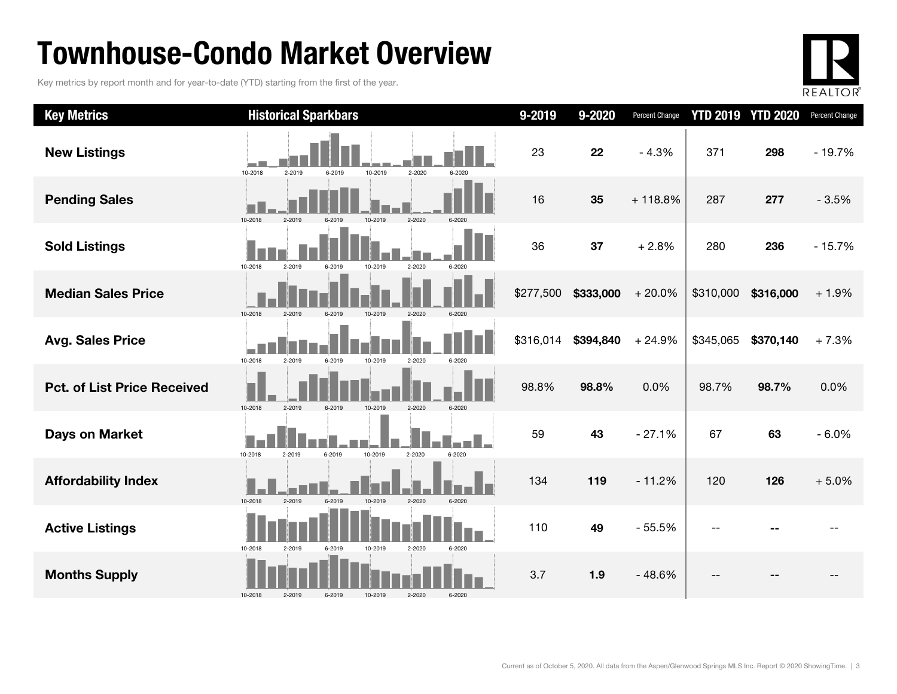# Townhouse-Condo Market Overview

Key metrics by report month and for year-to-date (YTD) starting from the first of the year.

| Key Metrics | Historical Sparkbars | 9-2019 | 9-2020 | Percent Change | YTD 2019 | YTD 2020 | Percent Change |
|---|---|---|---|---|---|---|---|
| **New Listings** | 10-2018 2-2019 6-2019 10-2019 2-2020 6-2020 | 23 | **22** | - 4.3% | 371 | **298** | - 19.7% |
| **Pending Sales** | 10-2018 2-2019 6-2019 10-2019 2-2020 6-2020 | 16 | **35** | + 118.8% | 287 | **277** | - 3.5% |
| **Sold Listings** | 10-2018 2-2019 6-2019 10-2019 2-2020 6-2020 | 36 | **37** | + 2.8% | 280 | **236** | - 15.7% |
| **Median Sales Price** | 10-2018 2-2019 6-2019 10-2019 2-2020 6-2020 | $277,500 | **$333,000** | + 20.0% | $310,000 | **$316,000** | + 1.9% |
| **Avg. Sales Price** | 10-2018 2-2019 6-2019 10-2019 2-2020 6-2020 | $316,014 | **$394,840** | + 24.9% | $345,065 | **$370,140** | + 7.3% |
| **Pct. of List Price Received** | 10-2018 2-2019 6-2019 10-2019 2-2020 6-2020 | 98.8% | **98.8%** | 0.0% | 98.7% | **98.7%** | 0.0% |
| **Days on Market** | 10-2018 2-2019 6-2019 10-2019 2-2020 6-2020 | 59 | **43** | - 27.1% | 67 | **63** | - 6.0% |
| **Affordability Index** | 10-2018 2-2019 6-2019 10-2019 2-2020 6-2020 | 134 | **119** | - 11.2% | 120 | **126** | + 5.0% |
| **Active Listings** | 10-2018 2-2019 6-2019 10-2019 2-2020 6-2020 | 110 | **49** | - 55.5% | -- | **--** | -- |
| **Months Supply** | 10-2018 2-2019 6-2019 10-2019 2-2020 6-2020 | 3.7 | **1.9** | - 48.6% | -- | **--** | -- |

Current as of October 5, 2020. All data from the Aspen/Glenwood Springs MLS Inc. Report © 2020 ShowingTime.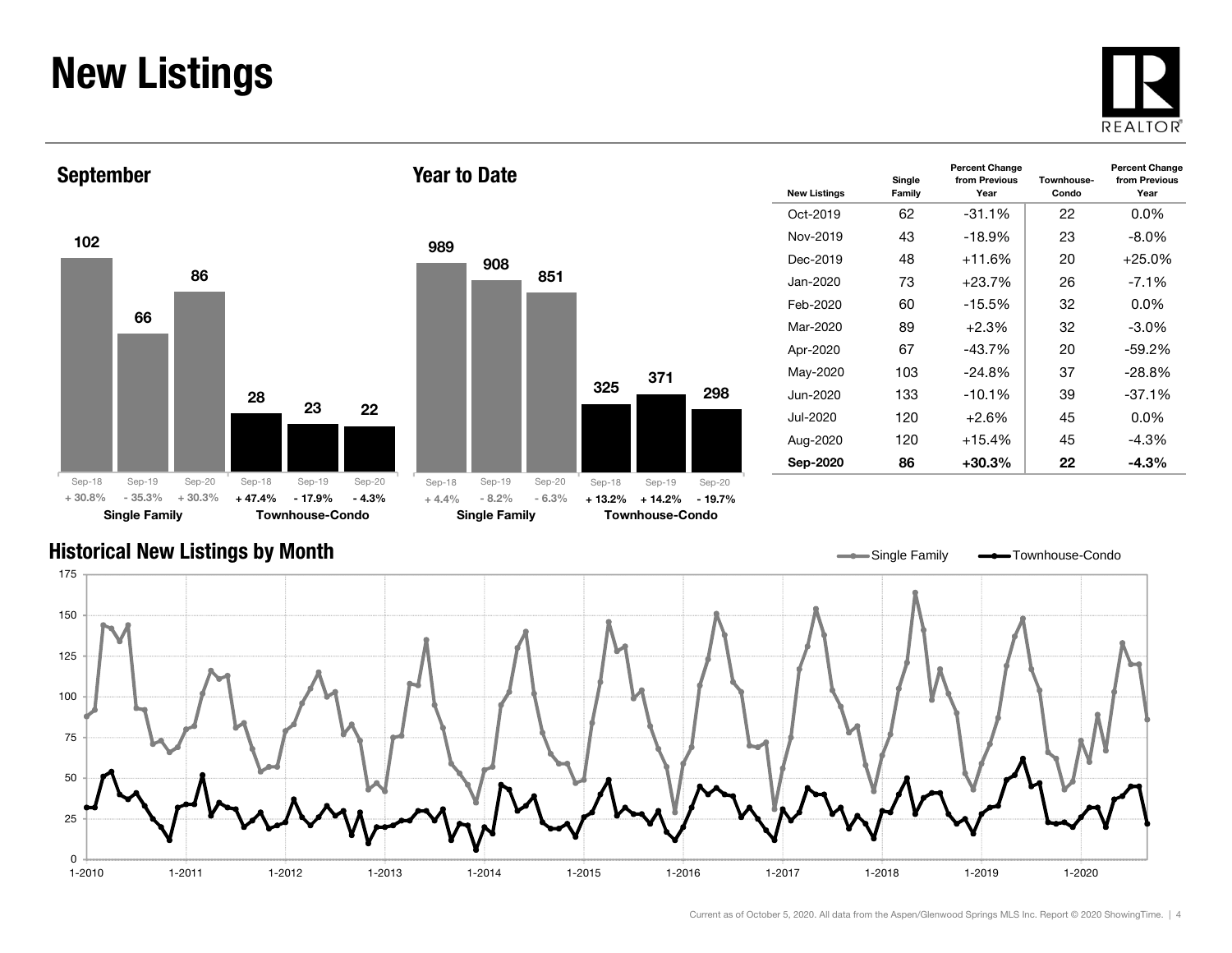# New Listings

## September

| | Sep-18 | Sep-19 | Sep-20 |
|---|---|---|---|
| Single Family | 102 | 66 | 86 |
| Percent Change | + 30.8% | - 35.3% | + 30.3% |
| Townhouse-Condo | 28 | 23 | 22 |
| Percent Change | + 47.4% | - 17.9% | - 4.3% |

## Year to Date

| | Sep-18 | Sep-19 | Sep-20 |
|---|---|---|---|
| Single Family | 989 | 908 | 851 |
| Percent Change | + 4.4% | - 8.2% | - 6.3% |
| Townhouse-Condo | 325 | 371 | 298 |
| Percent Change | + 13.2% | + 14.2% | - 19.7% |

| New Listings | Single Family | Percent Change from Previous Year | Townhouse-Condo | Percent Change from Previous Year |
|---|---|---|---|---|
| Oct-2019 | 62 | -31.1% | 22 | 0.0% |
| Nov-2019 | 43 | -18.9% | 23 | -8.0% |
| Dec-2019 | 48 | +11.6% | 20 | +25.0% |
| Jan-2020 | 73 | +23.7% | 26 | -7.1% |
| Feb-2020 | 60 | -15.5% | 32 | 0.0% |
| Mar-2020 | 89 | +2.3% | 32 | -3.0% |
| Apr-2020 | 67 | -43.7% | 20 | -59.2% |
| May-2020 | 103 | -24.8% | 37 | -28.8% |
| Jun-2020 | 133 | -10.1% | 39 | -37.1% |
| Jul-2020 | 120 | +2.6% | 45 | 0.0% |
| Aug-2020 | 120 | +15.4% | 45 | -4.3% |
| **Sep-2020** | **86** | **+30.3%** | **22** | **-4.3%** |

## Historical New Listings by Month

Current as of October 5, 2020. All data from the Aspen/Glenwood Springs MLS Inc. Report © 2020 ShowingTime.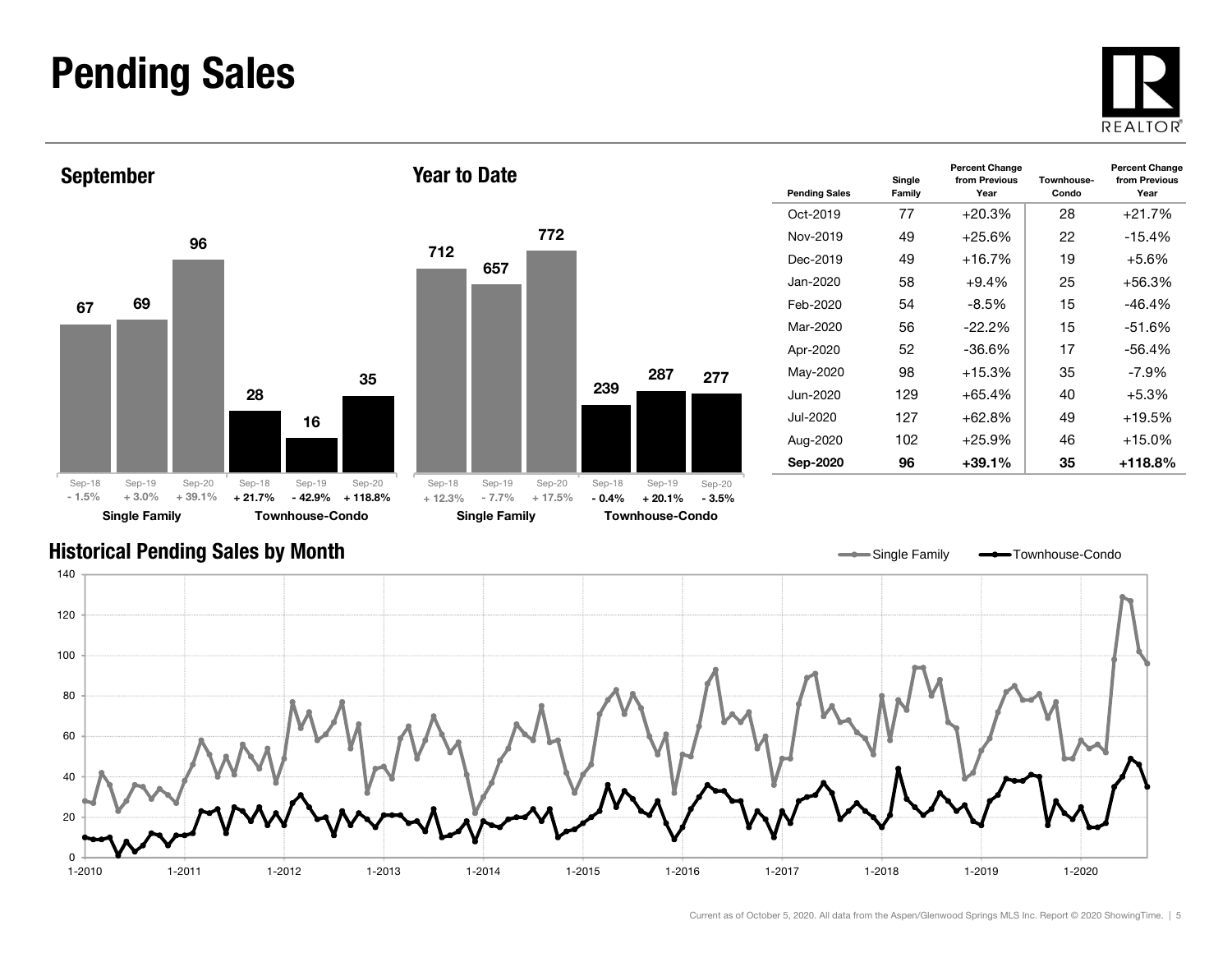# Pending Sales

## September

| | Sep-18 | Sep-19 | Sep-20 |
|---|---|---|---|
| Single Family | 67 | 69 | 96 |
| Change | - 1.5% | + 3.0% | + 39.1% |
| Townhouse-Condo | 28 | 16 | 35 |
| Change | + 21.7% | - 42.9% | + 118.8% |

## Year to Date

| | Sep-18 | Sep-19 | Sep-20 |
|---|---|---|---|
| Single Family | 712 | 657 | 772 |
| Change | + 12.3% | - 7.7% | + 17.5% |
| Townhouse-Condo | 239 | 287 | 277 |
| Change | - 0.4% | + 20.1% | - 3.5% |

| Pending Sales | Single Family | Percent Change from Previous Year | Townhouse-Condo | Percent Change from Previous Year |
|---|---|---|---|---|
| Oct-2019 | 77 | +20.3% | 28 | +21.7% |
| Nov-2019 | 49 | +25.6% | 22 | -15.4% |
| Dec-2019 | 49 | +16.7% | 19 | +5.6% |
| Jan-2020 | 58 | +9.4% | 25 | +56.3% |
| Feb-2020 | 54 | -8.5% | 15 | -46.4% |
| Mar-2020 | 56 | -22.2% | 15 | -51.6% |
| Apr-2020 | 52 | -36.6% | 17 | -56.4% |
| May-2020 | 98 | +15.3% | 35 | -7.9% |
| Jun-2020 | 129 | +65.4% | 40 | +5.3% |
| Jul-2020 | 127 | +62.8% | 49 | +19.5% |
| Aug-2020 | 102 | +25.9% | 46 | +15.0% |
| **Sep-2020** | **96** | **+39.1%** | **35** | **+118.8%** |

## Historical Pending Sales by Month

Current as of October 5, 2020. All data from the Aspen/Glenwood Springs MLS Inc. Report © 2020 ShowingTime.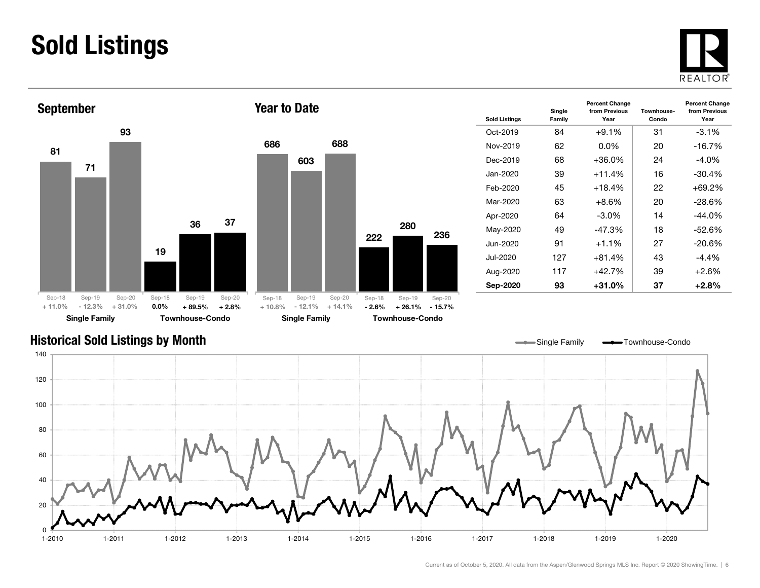# Sold Listings

## September

| | Sep-18 | Sep-19 | Sep-20 |
|---|---|---|---|
| Single Family | 81 | 71 | 93 |
| Percent Change | + 11.0% | - 12.3% | + 31.0% |
| Townhouse-Condo | 19 | 36 | 37 |
| Percent Change | 0.0% | + 89.5% | + 2.8% |

## Year to Date

| | Sep-18 | Sep-19 | Sep-20 |
|---|---|---|---|
| Single Family | 686 | 603 | 688 |
| Percent Change | + 10.8% | - 12.1% | + 14.1% |
| Townhouse-Condo | 222 | 280 | 236 |
| Percent Change | - 2.6% | + 26.1% | - 15.7% |

| Sold Listings | Single Family | Percent Change from Previous Year | Townhouse-Condo | Percent Change from Previous Year |
|---|---|---|---|---|
| Oct-2019 | 84 | +9.1% | 31 | -3.1% |
| Nov-2019 | 62 | 0.0% | 20 | -16.7% |
| Dec-2019 | 68 | +36.0% | 24 | -4.0% |
| Jan-2020 | 39 | +11.4% | 16 | -30.4% |
| Feb-2020 | 45 | +18.4% | 22 | +69.2% |
| Mar-2020 | 63 | +8.6% | 20 | -28.6% |
| Apr-2020 | 64 | -3.0% | 14 | -44.0% |
| May-2020 | 49 | -47.3% | 18 | -52.6% |
| Jun-2020 | 91 | +1.1% | 27 | -20.6% |
| Jul-2020 | 127 | +81.4% | 43 | -4.4% |
| Aug-2020 | 117 | +42.7% | 39 | +2.6% |
| **Sep-2020** | **93** | **+31.0%** | **37** | **+2.8%** |

## Historical Sold Listings by Month

Single Family — Townhouse-Condo

Current as of October 5, 2020. All data from the Aspen/Glenwood Springs MLS Inc. Report © 2020 ShowingTime.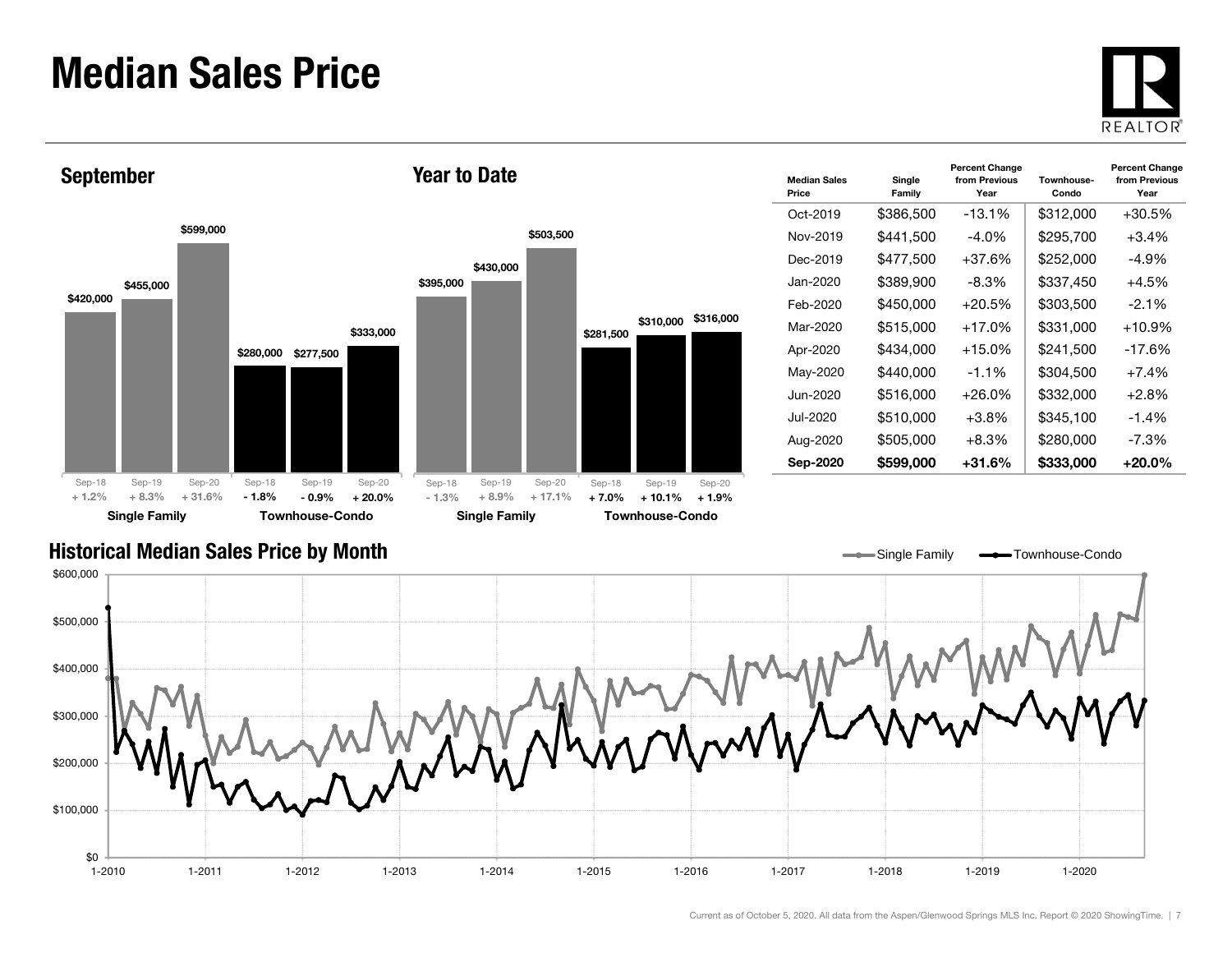# Median Sales Price

## September

| | Sep-18 | Sep-19 | Sep-20 |
|---|---|---|---|
| Single Family | $420,000 | $455,000 | $599,000 |
| Percent Change | + 1.2% | + 8.3% | + 31.6% |
| Townhouse-Condo | $280,000 | $277,500 | $333,000 |
| Percent Change | - 1.8% | - 0.9% | + 20.0% |

## Year to Date

| | Sep-18 | Sep-19 | Sep-20 |
|---|---|---|---|
| Single Family | $395,000 | $430,000 | $503,500 |
| Percent Change | - 1.3% | + 8.9% | + 17.1% |
| Townhouse-Condo | $281,500 | $310,000 | $316,000 |
| Percent Change | + 7.0% | + 10.1% | + 1.9% |

| Median Sales Price | Single Family | Percent Change from Previous Year | Townhouse-Condo | Percent Change from Previous Year |
|---|---|---|---|---|
| Oct-2019 | $386,500 | -13.1% | $312,000 | +30.5% |
| Nov-2019 | $441,500 | -4.0% | $295,700 | +3.4% |
| Dec-2019 | $477,500 | +37.6% | $252,000 | -4.9% |
| Jan-2020 | $389,900 | -8.3% | $337,450 | +4.5% |
| Feb-2020 | $450,000 | +20.5% | $303,500 | -2.1% |
| Mar-2020 | $515,000 | +17.0% | $331,000 | +10.9% |
| Apr-2020 | $434,000 | +15.0% | $241,500 | -17.6% |
| May-2020 | $440,000 | -1.1% | $304,500 | +7.4% |
| Jun-2020 | $516,000 | +26.0% | $332,000 | +2.8% |
| Jul-2020 | $510,000 | +3.8% | $345,100 | -1.4% |
| Aug-2020 | $505,000 | +8.3% | $280,000 | -7.3% |
| **Sep-2020** | **$599,000** | **+31.6%** | **$333,000** | **+20.0%** |

## Historical Median Sales Price by Month

Single Family / Townhouse-Condo

Current as of October 5, 2020. All data from the Aspen/Glenwood Springs MLS Inc. Report © 2020 ShowingTime.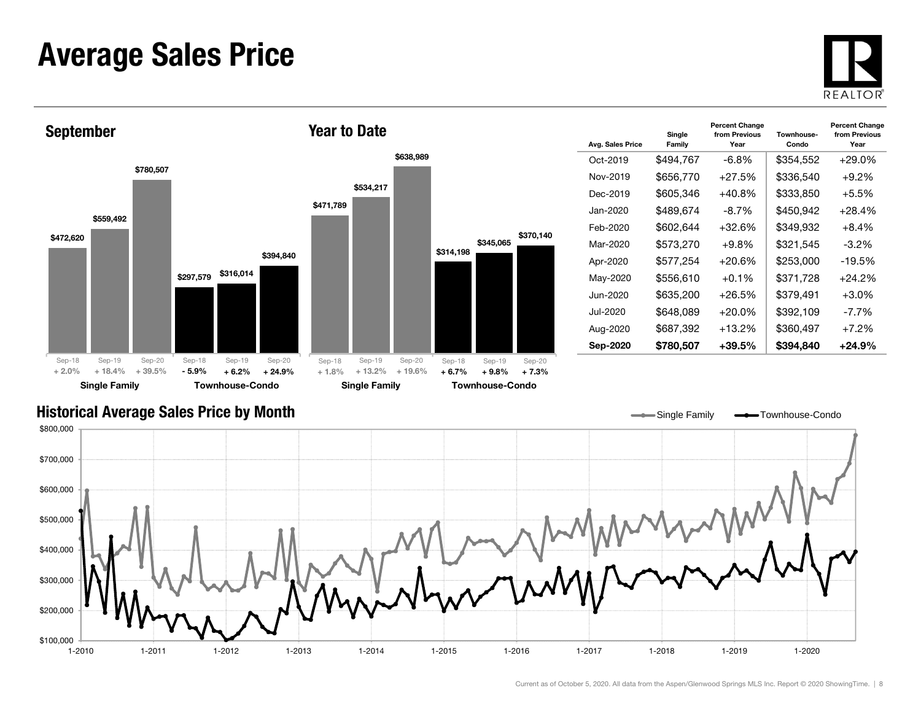# Average Sales Price

## September

| | Sep-18 | Sep-19 | Sep-20 |
|---|---|---|---|
| Single Family | $472,620 | $559,492 | $780,507 |
| Percent Change | + 2.0% | + 18.4% | + 39.5% |
| Townhouse-Condo | $297,579 | $316,014 | $394,840 |
| Percent Change | - 5.9% | + 6.2% | + 24.9% |

## Year to Date

| | Sep-18 | Sep-19 | Sep-20 |
|---|---|---|---|
| Single Family | $471,789 | $534,217 | $638,989 |
| Percent Change | + 1.8% | + 13.2% | + 19.6% |
| Townhouse-Condo | $314,198 | $345,065 | $370,140 |
| Percent Change | + 6.7% | + 9.8% | + 7.3% |

| Avg. Sales Price | Single Family | Percent Change from Previous Year | Townhouse-Condo | Percent Change from Previous Year |
|---|---|---|---|---|
| Oct-2019 | $494,767 | -6.8% | $354,552 | +29.0% |
| Nov-2019 | $656,770 | +27.5% | $336,540 | +9.2% |
| Dec-2019 | $605,346 | +40.8% | $333,850 | +5.5% |
| Jan-2020 | $489,674 | -8.7% | $450,942 | +28.4% |
| Feb-2020 | $602,644 | +32.6% | $349,932 | +8.4% |
| Mar-2020 | $573,270 | +9.8% | $321,545 | -3.2% |
| Apr-2020 | $577,254 | +20.6% | $253,000 | -19.5% |
| May-2020 | $556,610 | +0.1% | $371,728 | +24.2% |
| Jun-2020 | $635,200 | +26.5% | $379,491 | +3.0% |
| Jul-2020 | $648,089 | +20.0% | $392,109 | -7.7% |
| Aug-2020 | $687,392 | +13.2% | $360,497 | +7.2% |
| **Sep-2020** | **$780,507** | **+39.5%** | **$394,840** | **+24.9%** |

## Historical Average Sales Price by Month

Single Family — Townhouse-Condo

Current as of October 5, 2020. All data from the Aspen/Glenwood Springs MLS Inc. Report © 2020 ShowingTime.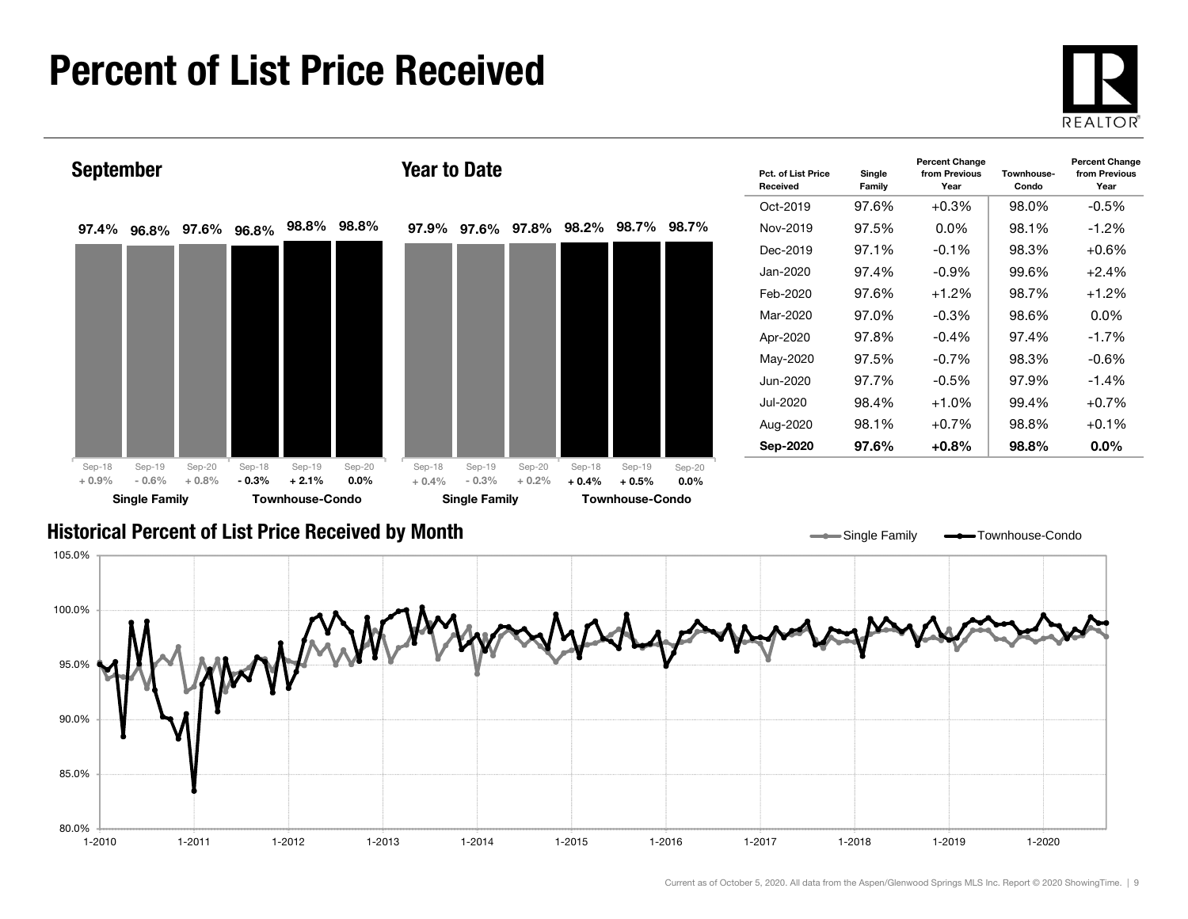# Percent of List Price Received

## September

| | Single Family | | | Townhouse-Condo | | |
|---|---|---|---|---|---|---|
| | Sep-18 | Sep-19 | Sep-20 | Sep-18 | Sep-19 | Sep-20 |
| Value | 97.4% | 96.8% | 97.6% | 96.8% | 98.8% | 98.8% |
| Change | + 0.9% | - 0.6% | + 0.8% | - 0.3% | + 2.1% | 0.0% |

## Year to Date

| | Single Family | | | Townhouse-Condo | | |
|---|---|---|---|---|---|---|
| | Sep-18 | Sep-19 | Sep-20 | Sep-18 | Sep-19 | Sep-20 |
| Value | 97.9% | 97.6% | 97.8% | 98.2% | 98.7% | 98.7% |
| Change | + 0.4% | - 0.3% | + 0.2% | + 0.4% | + 0.5% | 0.0% |

| Pct. of List Price Received | Single Family | Percent Change from Previous Year | Townhouse-Condo | Percent Change from Previous Year |
|---|---|---|---|---|
| Oct-2019 | 97.6% | +0.3% | 98.0% | -0.5% |
| Nov-2019 | 97.5% | 0.0% | 98.1% | -1.2% |
| Dec-2019 | 97.1% | -0.1% | 98.3% | +0.6% |
| Jan-2020 | 97.4% | -0.9% | 99.6% | +2.4% |
| Feb-2020 | 97.6% | +1.2% | 98.7% | +1.2% |
| Mar-2020 | 97.0% | -0.3% | 98.6% | 0.0% |
| Apr-2020 | 97.8% | -0.4% | 97.4% | -1.7% |
| May-2020 | 97.5% | -0.7% | 98.3% | -0.6% |
| Jun-2020 | 97.7% | -0.5% | 97.9% | -1.4% |
| Jul-2020 | 98.4% | +1.0% | 99.4% | +0.7% |
| Aug-2020 | 98.1% | +0.7% | 98.8% | +0.1% |
| **Sep-2020** | **97.6%** | **+0.8%** | **98.8%** | **0.0%** |

## Historical Percent of List Price Received by Month

Single Family — Townhouse-Condo

Current as of October 5, 2020. All data from the Aspen/Glenwood Springs MLS Inc. Report © 2020 ShowingTime.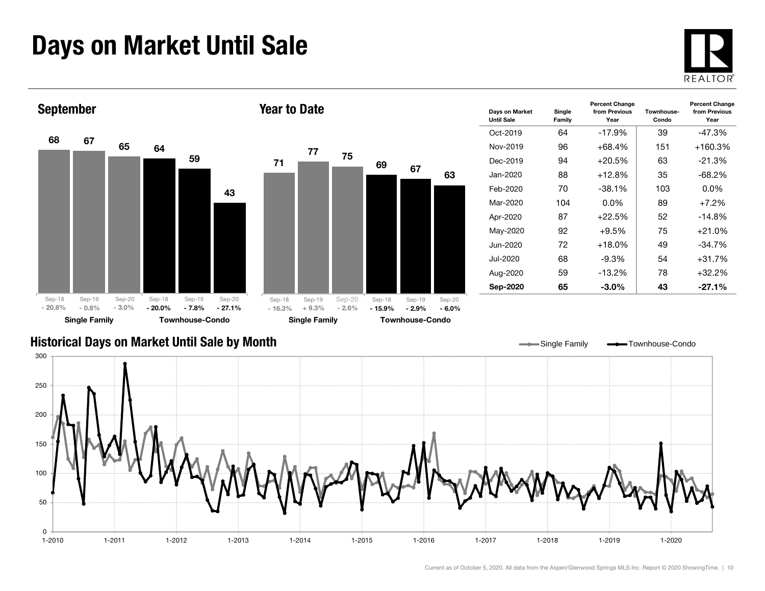# Days on Market Until Sale

## September

| | Sep-18 | Sep-19 | Sep-20 |
|---|---|---|---|
| Single Family | 68 | 67 | 65 |
| Percent change | - 20.8% | - 0.8% | - 3.0% |
| Townhouse-Condo | 64 | 59 | 43 |
| Percent change | - 20.0% | - 7.8% | - 27.1% |

## Year to Date

| | Sep-18 | Sep-19 | Sep-20 |
|---|---|---|---|
| Single Family | 71 | 77 | 75 |
| Percent change | - 16.3% | + 9.3% | - 2.6% |
| Townhouse-Condo | 69 | 67 | 63 |
| Percent change | - 15.9% | - 2.9% | - 6.0% |

| Days on Market Until Sale | Single Family | Percent Change from Previous Year | Townhouse-Condo | Percent Change from Previous Year |
|---|---|---|---|---|
| Oct-2019 | 64 | -17.9% | 39 | -47.3% |
| Nov-2019 | 96 | +68.4% | 151 | +160.3% |
| Dec-2019 | 94 | +20.5% | 63 | -21.3% |
| Jan-2020 | 88 | +12.8% | 35 | -68.2% |
| Feb-2020 | 70 | -38.1% | 103 | 0.0% |
| Mar-2020 | 104 | 0.0% | 89 | +7.2% |
| Apr-2020 | 87 | +22.5% | 52 | -14.8% |
| May-2020 | 92 | +9.5% | 75 | +21.0% |
| Jun-2020 | 72 | +18.0% | 49 | -34.7% |
| Jul-2020 | 68 | -9.3% | 54 | +31.7% |
| Aug-2020 | 59 | -13.2% | 78 | +32.2% |
| **Sep-2020** | **65** | **-3.0%** | **43** | **-27.1%** |

## Historical Days on Market Until Sale by Month

Current as of October 5, 2020. All data from the Aspen/Glenwood Springs MLS Inc. Report © 2020 ShowingTime.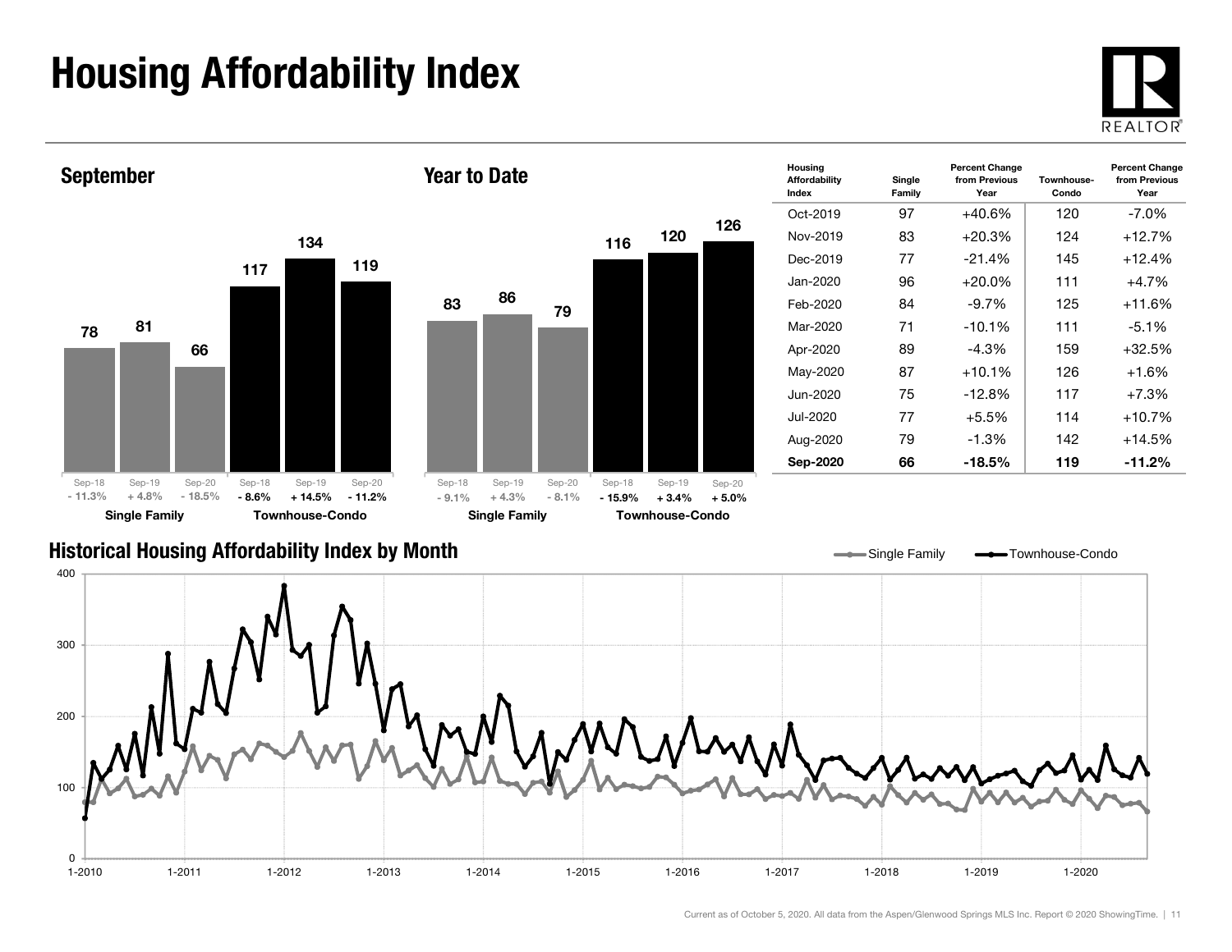# Housing Affordability Index

## September

| | Sep-18 | Sep-19 | Sep-20 |
|---|---|---|---|
| **Single Family** | 78 | 81 | 66 |
| Change | - 11.3% | + 4.8% | - 18.5% |
| **Townhouse-Condo** | 117 | 134 | 119 |
| Change | - 8.6% | + 14.5% | - 11.2% |

## Year to Date

| | Sep-18 | Sep-19 | Sep-20 |
|---|---|---|---|
| **Single Family** | 83 | 86 | 79 |
| Change | - 9.1% | + 4.3% | - 8.1% |
| **Townhouse-Condo** | 116 | 120 | 126 |
| Change | - 15.9% | + 3.4% | + 5.0% |

| Housing Affordability Index | Single Family | Percent Change from Previous Year | Townhouse-Condo | Percent Change from Previous Year |
|---|---|---|---|---|
| Oct-2019 | 97 | +40.6% | 120 | -7.0% |
| Nov-2019 | 83 | +20.3% | 124 | +12.7% |
| Dec-2019 | 77 | -21.4% | 145 | +12.4% |
| Jan-2020 | 96 | +20.0% | 111 | +4.7% |
| Feb-2020 | 84 | -9.7% | 125 | +11.6% |
| Mar-2020 | 71 | -10.1% | 111 | -5.1% |
| Apr-2020 | 89 | -4.3% | 159 | +32.5% |
| May-2020 | 87 | +10.1% | 126 | +1.6% |
| Jun-2020 | 75 | -12.8% | 117 | +7.3% |
| Jul-2020 | 77 | +5.5% | 114 | +10.7% |
| Aug-2020 | 79 | -1.3% | 142 | +14.5% |
| **Sep-2020** | **66** | **-18.5%** | **119** | **-11.2%** |

## Historical Housing Affordability Index by Month

Current as of October 5, 2020. All data from the Aspen/Glenwood Springs MLS Inc. Report © 2020 ShowingTime.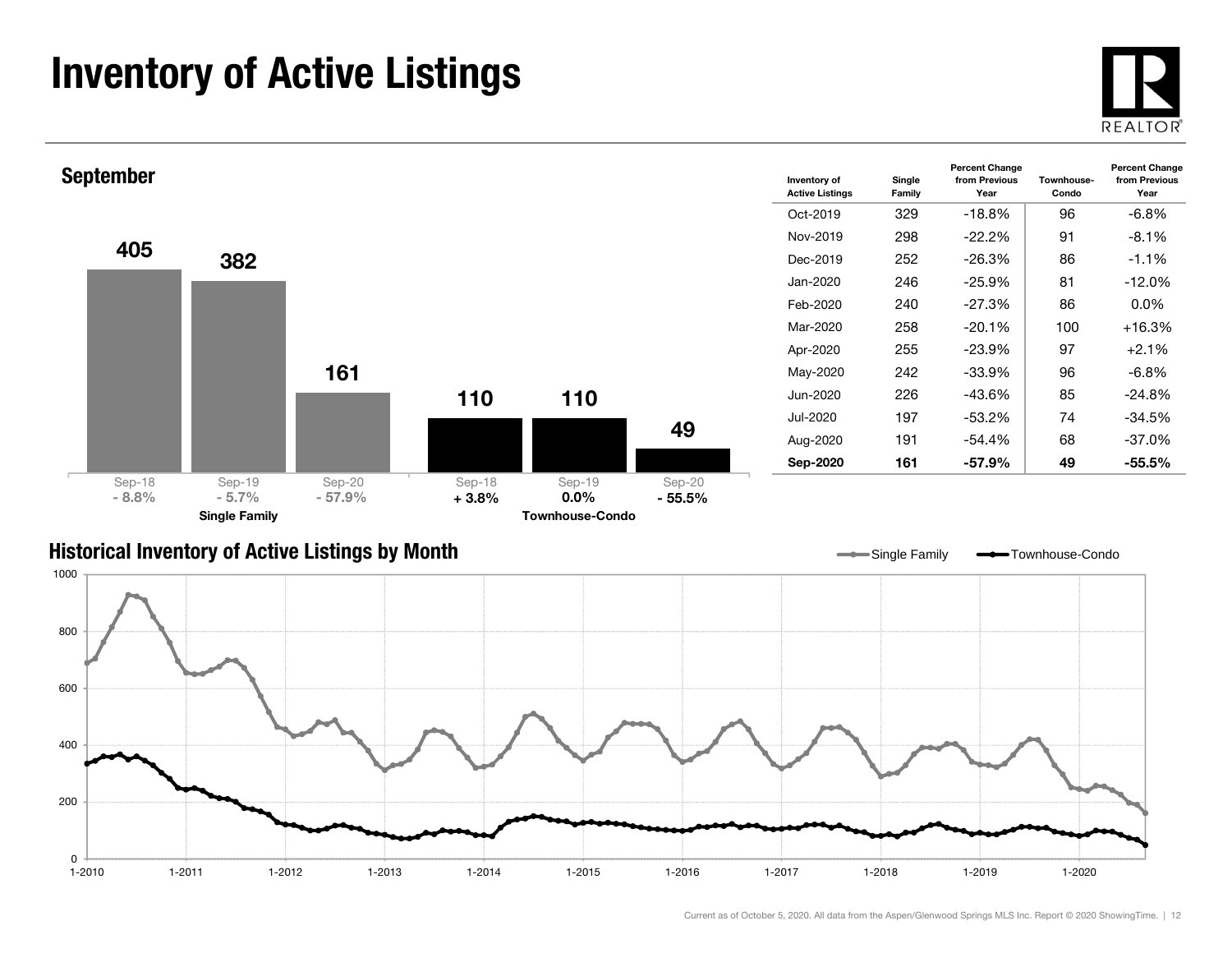# Inventory of Active Listings

## September

| | Sep-18 | Sep-19 | Sep-20 |
|---|---|---|---|
| Single Family | 405 | 382 | 161 |
| Percent Change | - 8.8% | - 5.7% | - 57.9% |
| Townhouse-Condo | 110 | 110 | 49 |
| Percent Change | + 3.8% | 0.0% | - 55.5% |

| Inventory of Active Listings | Single Family | Percent Change from Previous Year | Townhouse-Condo | Percent Change from Previous Year |
|---|---|---|---|---|
| Oct-2019 | 329 | -18.8% | 96 | -6.8% |
| Nov-2019 | 298 | -22.2% | 91 | -8.1% |
| Dec-2019 | 252 | -26.3% | 86 | -1.1% |
| Jan-2020 | 246 | -25.9% | 81 | -12.0% |
| Feb-2020 | 240 | -27.3% | 86 | 0.0% |
| Mar-2020 | 258 | -20.1% | 100 | +16.3% |
| Apr-2020 | 255 | -23.9% | 97 | +2.1% |
| May-2020 | 242 | -33.9% | 96 | -6.8% |
| Jun-2020 | 226 | -43.6% | 85 | -24.8% |
| Jul-2020 | 197 | -53.2% | 74 | -34.5% |
| Aug-2020 | 191 | -54.4% | 68 | -37.0% |
| **Sep-2020** | **161** | **-57.9%** | **49** | **-55.5%** |

## Historical Inventory of Active Listings by Month

Single Family — Townhouse-Condo

Current as of October 5, 2020. All data from the Aspen/Glenwood Springs MLS Inc. Report © 2020 ShowingTime.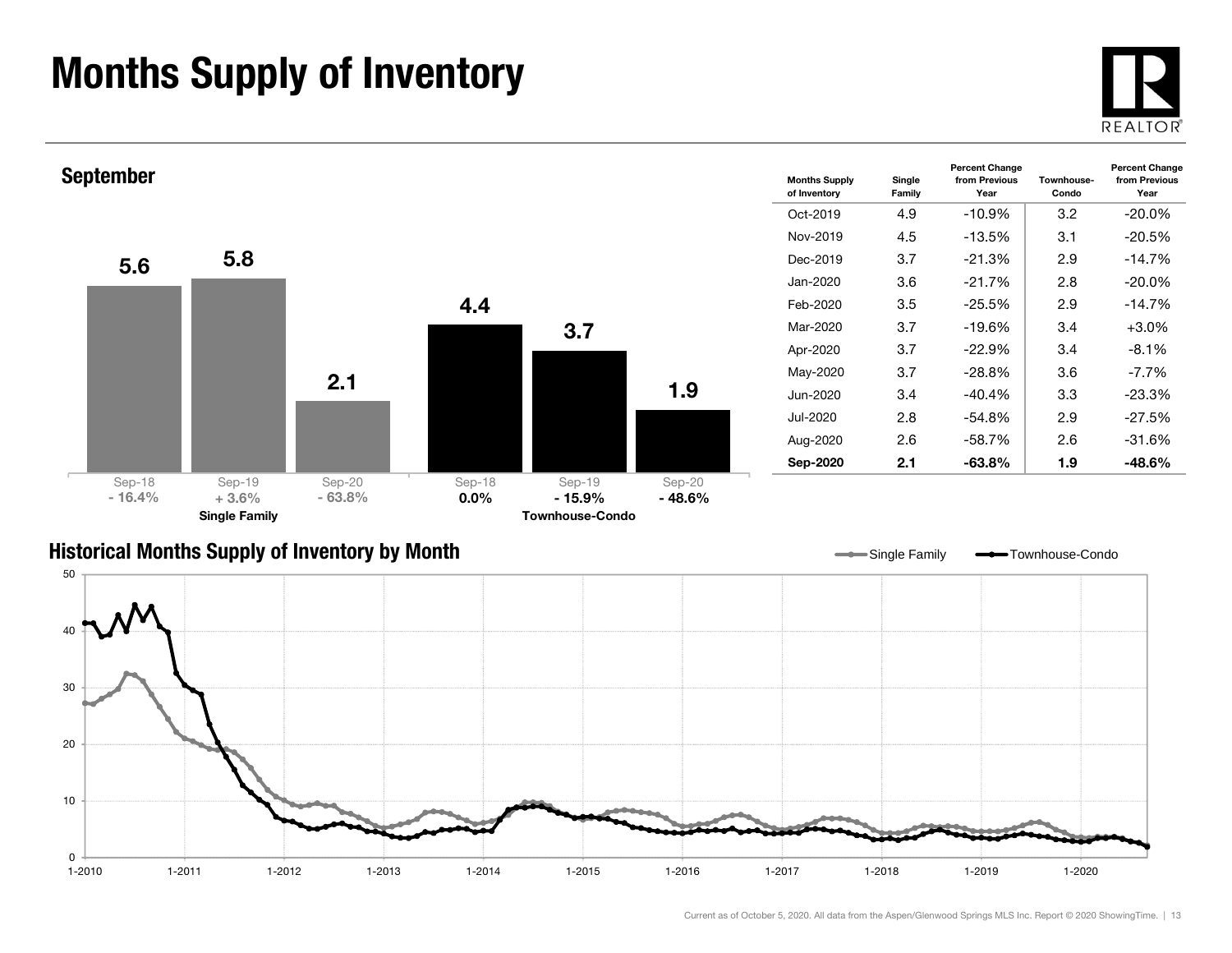# Months Supply of Inventory

## September

| | Sep-18 | Sep-19 | Sep-20 |
|---|---|---|---|
| Single Family | 5.6 | 5.8 | 2.1 |
| Percent Change | - 16.4% | + 3.6% | - 63.8% |
| Townhouse-Condo | 4.4 | 3.7 | 1.9 |
| Percent Change | 0.0% | - 15.9% | - 48.6% |

| Months Supply of Inventory | Single Family | Percent Change from Previous Year | Townhouse-Condo | Percent Change from Previous Year |
|---|---|---|---|---|
| Oct-2019 | 4.9 | -10.9% | 3.2 | -20.0% |
| Nov-2019 | 4.5 | -13.5% | 3.1 | -20.5% |
| Dec-2019 | 3.7 | -21.3% | 2.9 | -14.7% |
| Jan-2020 | 3.6 | -21.7% | 2.8 | -20.0% |
| Feb-2020 | 3.5 | -25.5% | 2.9 | -14.7% |
| Mar-2020 | 3.7 | -19.6% | 3.4 | +3.0% |
| Apr-2020 | 3.7 | -22.9% | 3.4 | -8.1% |
| May-2020 | 3.7 | -28.8% | 3.6 | -7.7% |
| Jun-2020 | 3.4 | -40.4% | 3.3 | -23.3% |
| Jul-2020 | 2.8 | -54.8% | 2.9 | -27.5% |
| Aug-2020 | 2.6 | -58.7% | 2.6 | -31.6% |
| **Sep-2020** | **2.1** | **-63.8%** | **1.9** | **-48.6%** |

## Historical Months Supply of Inventory by Month

Current as of October 5, 2020. All data from the Aspen/Glenwood Springs MLS Inc. Report © 2020 ShowingTime.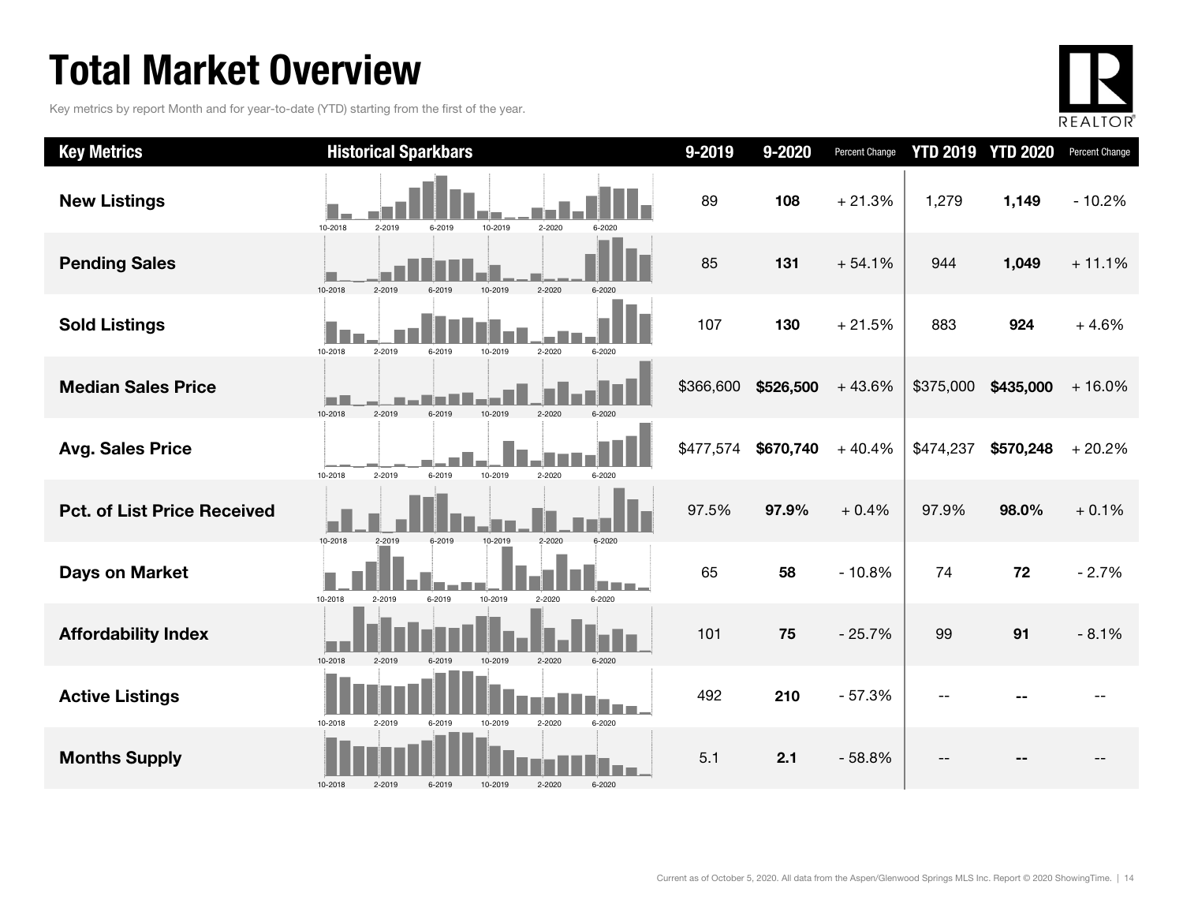# Total Market Overview

Key metrics by report Month and for year-to-date (YTD) starting from the first of the year.

| Key Metrics | Historical Sparkbars | 9-2019 | 9-2020 | Percent Change | YTD 2019 | YTD 2020 | Percent Change |
|---|---|---|---|---|---|---|---|
| New Listings | 10-2018 2-2019 6-2019 10-2019 2-2020 6-2020 | 89 | **108** | + 21.3% | 1,279 | **1,149** | - 10.2% |
| Pending Sales | 10-2018 2-2019 6-2019 10-2019 2-2020 6-2020 | 85 | **131** | + 54.1% | 944 | **1,049** | + 11.1% |
| Sold Listings | 10-2018 2-2019 6-2019 10-2019 2-2020 6-2020 | 107 | **130** | + 21.5% | 883 | **924** | + 4.6% |
| Median Sales Price | 10-2018 2-2019 6-2019 10-2019 2-2020 6-2020 | $366,600 | **$526,500** | + 43.6% | $375,000 | **$435,000** | + 16.0% |
| Avg. Sales Price | 10-2018 2-2019 6-2019 10-2019 2-2020 6-2020 | $477,574 | **$670,740** | + 40.4% | $474,237 | **$570,248** | + 20.2% |
| Pct. of List Price Received | 10-2018 2-2019 6-2019 10-2019 2-2020 6-2020 | 97.5% | **97.9%** | + 0.4% | 97.9% | **98.0%** | + 0.1% |
| Days on Market | 10-2018 2-2019 6-2019 10-2019 2-2020 6-2020 | 65 | **58** | - 10.8% | 74 | **72** | - 2.7% |
| Affordability Index | 10-2018 2-2019 6-2019 10-2019 2-2020 6-2020 | 101 | **75** | - 25.7% | 99 | **91** | - 8.1% |
| Active Listings | 10-2018 2-2019 6-2019 10-2019 2-2020 6-2020 | 492 | **210** | - 57.3% | -- | **--** | -- |
| Months Supply | 10-2018 2-2019 6-2019 10-2019 2-2020 6-2020 | 5.1 | **2.1** | - 58.8% | -- | **--** | -- |

Current as of October 5, 2020. All data from the Aspen/Glenwood Springs MLS Inc. Report © 2020 ShowingTime.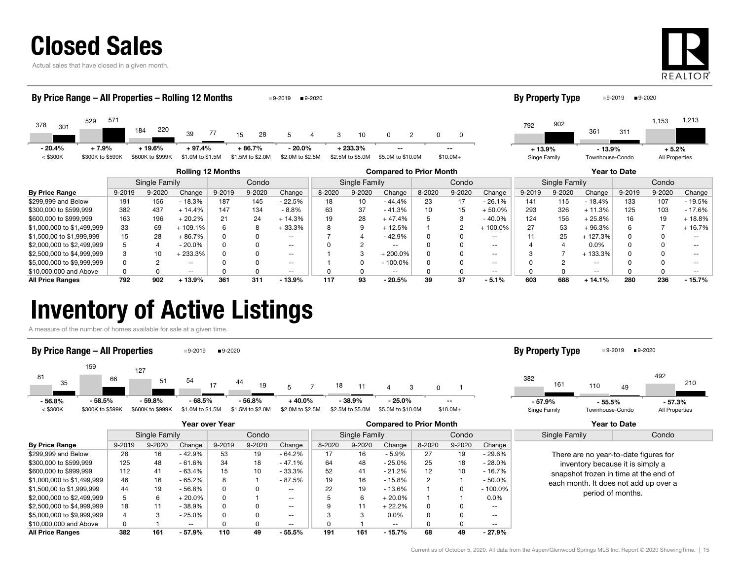# Closed Sales

Actual sales that have closed in a given month.

### By Price Range – All Properties – Rolling 12 Months

| Price Range | 9-2019 | 9-2020 | Change |
|---|---|---|---|
| < $300K | 378 | 301 | - 20.4% |
| $300K to $599K | 529 | 571 | + 7.9% |
| $600K to $999K | 184 | 220 | + 19.6% |
| $1.0M to $1.5M | 39 | 77 | + 97.4% |
| $1.5M to $2.0M | 15 | 28 | + 86.7% |
| $2.0M to $2.5M | 5 | 4 | - 20.0% |
| $2.5M to $5.0M | 3 | 10 | + 233.3% |
| $5.0M to $10.0M | 0 | 2 | -- |
| $10.0M+ | 0 | 0 | -- |

### By Property Type

| Property Type | 9-2019 | 9-2020 | Change |
|---|---|---|---|
| Singe Family | 792 | 902 | + 13.9% |
| Townhouse-Condo | 361 | 311 | - 13.9% |
| All Properties | 1,153 | 1,213 | + 5.2% |

| | Rolling 12 Months | | | | | | Compared to Prior Month | | | | | | Year to Date | | | | | |
|---|---|---|---|---|---|---|---|---|---|---|---|---|---|---|---|---|---|---|
| | Single Family | | | Condo | | | Single Family | | | Condo | | | Single Family | | | Condo | | |
| By Price Range | 9-2019 | 9-2020 | Change | 9-2019 | 9-2020 | Change | 8-2020 | 9-2020 | Change | 8-2020 | 9-2020 | Change | 9-2019 | 9-2020 | Change | 9-2019 | 9-2020 | Change |
| $299,999 and Below | 191 | 156 | - 18.3% | 187 | 145 | - 22.5% | 18 | 10 | - 44.4% | 23 | 17 | - 26.1% | 141 | 115 | - 18.4% | 133 | 107 | - 19.5% |
| $300,000 to $599,999 | 382 | 437 | + 14.4% | 147 | 134 | - 8.8% | 63 | 37 | - 41.3% | 10 | 15 | + 50.0% | 293 | 326 | + 11.3% | 125 | 103 | - 17.6% |
| $600,000 to $999,999 | 163 | 196 | + 20.2% | 21 | 24 | + 14.3% | 19 | 28 | + 47.4% | 5 | 3 | - 40.0% | 124 | 156 | + 25.8% | 16 | 19 | + 18.8% |
| $1,000,000 to $1,499,999 | 33 | 69 | + 109.1% | 6 | 8 | + 33.3% | 8 | 9 | + 12.5% | 1 | 2 | + 100.0% | 27 | 53 | + 96.3% | 6 | 7 | + 16.7% |
| $1,500,00 to $1,999,999 | 15 | 28 | + 86.7% | 0 | 0 | -- | 7 | 4 | - 42.9% | 0 | 0 | -- | 11 | 25 | + 127.3% | 0 | 0 | -- |
| $2,000,000 to $2,499,999 | 5 | 4 | - 20.0% | 0 | 0 | -- | 0 | 2 | -- | 0 | 0 | -- | 4 | 4 | 0.0% | 0 | 0 | -- |
| $2,500,000 to $4,999,999 | 3 | 10 | + 233.3% | 0 | 0 | -- | 1 | 3 | + 200.0% | 0 | 0 | -- | 3 | 7 | + 133.3% | 0 | 0 | -- |
| $5,000,000 to $9,999,999 | 0 | 2 | -- | 0 | 0 | -- | 1 | 0 | - 100.0% | 0 | 0 | -- | 0 | 2 | -- | 0 | 0 | -- |
| $10,000,000 and Above | 0 | 0 | -- | 0 | 0 | -- | 0 | 0 | -- | 0 | 0 | -- | 0 | 0 | -- | 0 | 0 | -- |
| **All Price Ranges** | **792** | **902** | **+ 13.9%** | **361** | **311** | **- 13.9%** | **117** | **93** | **- 20.5%** | **39** | **37** | **- 5.1%** | **603** | **688** | **+ 14.1%** | **280** | **236** | **- 15.7%** |

# Inventory of Active Listings

A measure of the number of homes available for sale at a given time.

### By Price Range – All Properties

| Price Range | 9-2019 | 9-2020 | Change |
|---|---|---|---|
| < $300K | 81 | 35 | - 56.8% |
| $300K to $599K | 159 | 66 | - 58.5% |
| $600K to $999K | 127 | 51 | - 59.8% |
| $1.0M to $1.5M | 54 | 17 | - 68.5% |
| $1.5M to $2.0M | 44 | 19 | - 56.8% |
| $2.0M to $2.5M | 5 | 7 | + 40.0% |
| $2.5M to $5.0M | 18 | 11 | - 38.9% |
| $5.0M to $10.0M | 4 | 3 | - 25.0% |
| $10.0M+ | 0 | 1 | -- |

### By Property Type

| Property Type | 9-2019 | 9-2020 | Change |
|---|---|---|---|
| Singe Family | 382 | 161 | - 57.9% |
| Townhouse-Condo | 110 | 49 | - 55.5% |
| All Properties | 492 | 210 | - 57.3% |

| | Year over Year | | | | | | Compared to Prior Month | | | | | |
|---|---|---|---|---|---|---|---|---|---|---|---|---|
| | Single Family | | | Condo | | | Single Family | | | Condo | | |
| By Price Range | 9-2019 | 9-2020 | Change | 9-2019 | 9-2020 | Change | 8-2020 | 9-2020 | Change | 8-2020 | 9-2020 | Change |
| $299,999 and Below | 28 | 16 | - 42.9% | 53 | 19 | - 64.2% | 17 | 16 | - 5.9% | 27 | 19 | - 29.6% |
| $300,000 to $599,999 | 125 | 48 | - 61.6% | 34 | 18 | - 47.1% | 64 | 48 | - 25.0% | 25 | 18 | - 28.0% |
| $600,000 to $999,999 | 112 | 41 | - 63.4% | 15 | 10 | - 33.3% | 52 | 41 | - 21.2% | 12 | 10 | - 16.7% |
| $1,000,000 to $1,499,999 | 46 | 16 | - 65.2% | 8 | 1 | - 87.5% | 19 | 16 | - 15.8% | 2 | 1 | - 50.0% |
| $1,500,00 to $1,999,999 | 44 | 19 | - 56.8% | 0 | 0 | -- | 22 | 19 | - 13.6% | 1 | 0 | - 100.0% |
| $2,000,000 to $2,499,999 | 5 | 6 | + 20.0% | 0 | 1 | -- | 5 | 6 | + 20.0% | 1 | 1 | 0.0% |
| $2,500,000 to $4,999,999 | 18 | 11 | - 38.9% | 0 | 0 | -- | 9 | 11 | + 22.2% | 0 | 0 | -- |
| $5,000,000 to $9,999,999 | 4 | 3 | - 25.0% | 0 | 0 | -- | 3 | 3 | 0.0% | 0 | 0 | -- |
| $10,000,000 and Above | 0 | 1 | -- | 0 | 0 | -- | 0 | 1 | -- | 0 | 0 | -- |
| **All Price Ranges** | **382** | **161** | **- 57.9%** | **110** | **49** | **- 55.5%** | **191** | **161** | **- 15.7%** | **68** | **49** | **- 27.9%** |

### Year to Date

| Single Family | Condo |
|---|---|

There are no year-to-date figures for inventory because it is simply a snapshot frozen in time at the end of each month. It does not add up over a period of months.

Current as of October 5, 2020. All data from the Aspen/Glenwood Springs MLS Inc. Report © 2020 ShowingTime.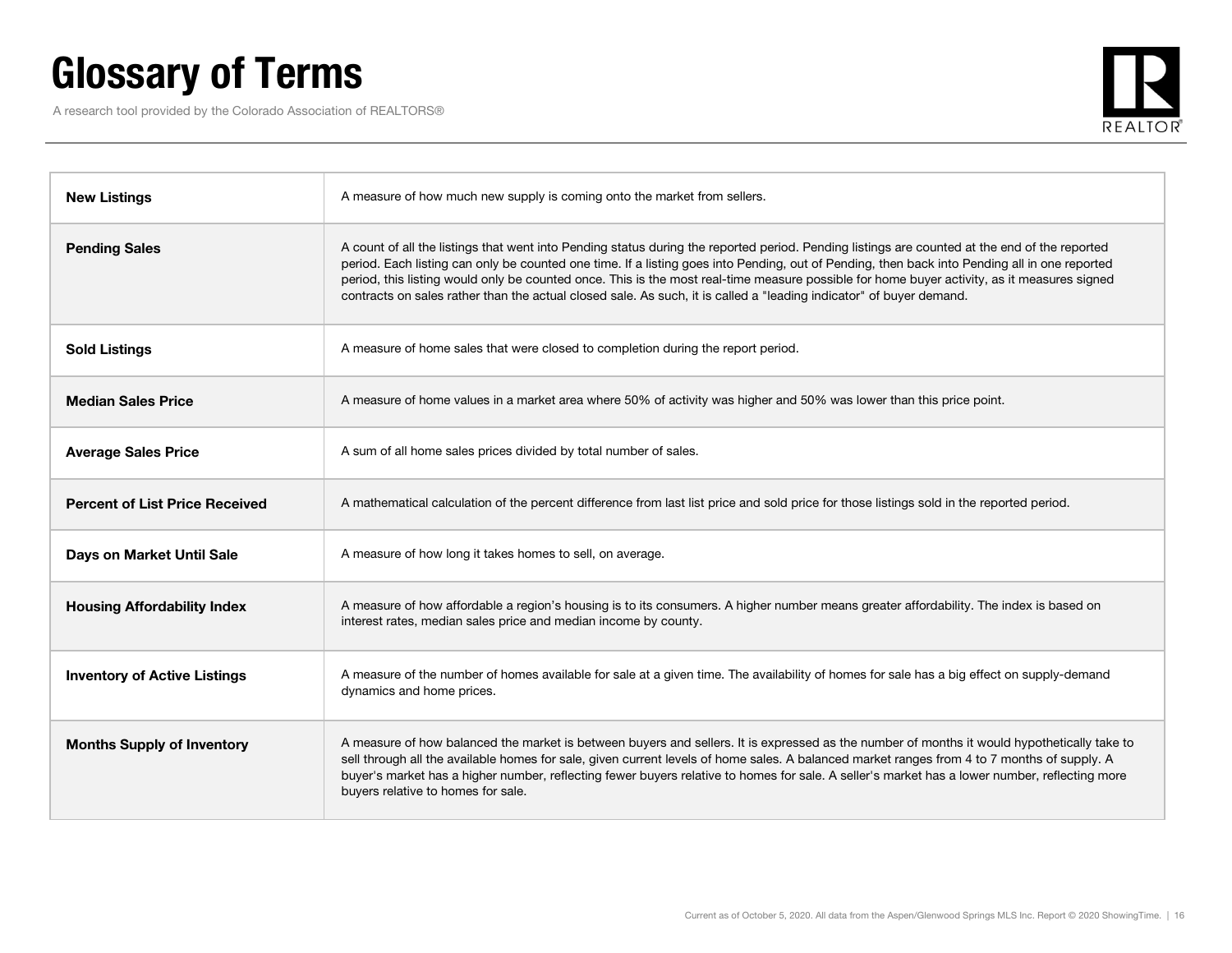# Glossary of Terms

A research tool provided by the Colorado Association of REALTORS®

| | |
|---|---|
| **New Listings** | A measure of how much new supply is coming onto the market from sellers. |
| **Pending Sales** | A count of all the listings that went into Pending status during the reported period. Pending listings are counted at the end of the reported period. Each listing can only be counted one time. If a listing goes into Pending, out of Pending, then back into Pending all in one reported period, this listing would only be counted once. This is the most real-time measure possible for home buyer activity, as it measures signed contracts on sales rather than the actual closed sale. As such, it is called a "leading indicator" of buyer demand. |
| **Sold Listings** | A measure of home sales that were closed to completion during the report period. |
| **Median Sales Price** | A measure of home values in a market area where 50% of activity was higher and 50% was lower than this price point. |
| **Average Sales Price** | A sum of all home sales prices divided by total number of sales. |
| **Percent of List Price Received** | A mathematical calculation of the percent difference from last list price and sold price for those listings sold in the reported period. |
| **Days on Market Until Sale** | A measure of how long it takes homes to sell, on average. |
| **Housing Affordability Index** | A measure of how affordable a region's housing is to its consumers. A higher number means greater affordability. The index is based on interest rates, median sales price and median income by county. |
| **Inventory of Active Listings** | A measure of the number of homes available for sale at a given time. The availability of homes for sale has a big effect on supply-demand dynamics and home prices. |
| **Months Supply of Inventory** | A measure of how balanced the market is between buyers and sellers. It is expressed as the number of months it would hypothetically take to sell through all the available homes for sale, given current levels of home sales. A balanced market ranges from 4 to 7 months of supply. A buyer's market has a higher number, reflecting fewer buyers relative to homes for sale. A seller's market has a lower number, reflecting more buyers relative to homes for sale. |

Current as of October 5, 2020. All data from the Aspen/Glenwood Springs MLS Inc. Report © 2020 ShowingTime.